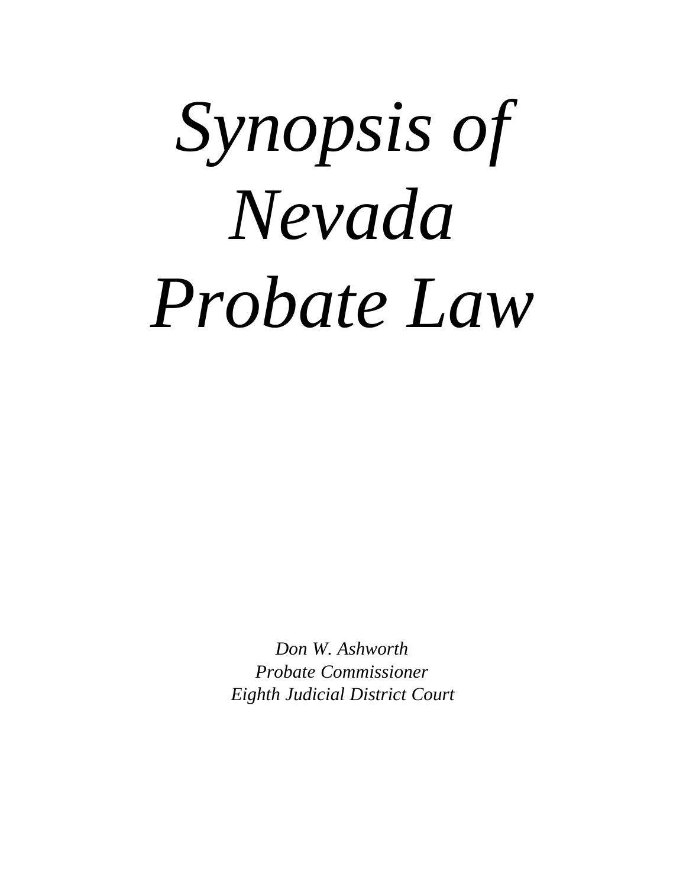# *Synopsis of Nevada Probate Law*

*Don W. Ashworth*
*Probate Commissioner*
*Eighth Judicial District Court*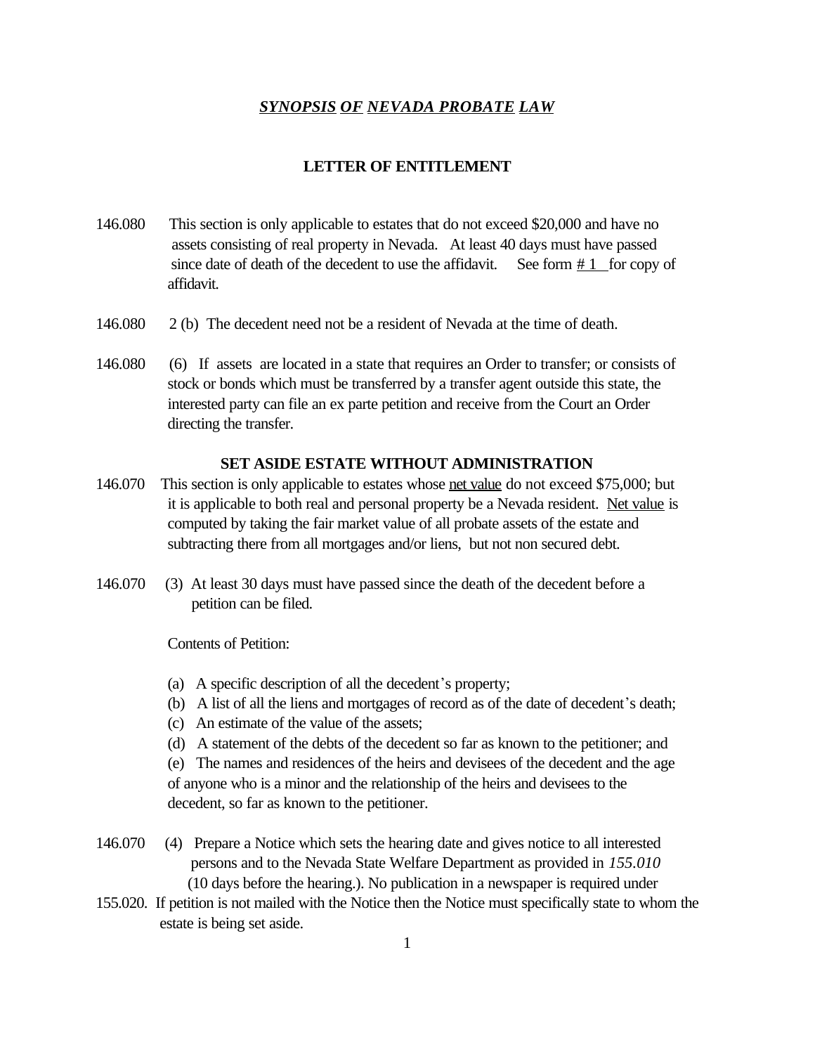# ***SYNOPSIS OF NEVADA PROBATE LAW***

## LETTER OF ENTITLEMENT

146.080 This section is only applicable to estates that do not exceed $20,000 and have no assets consisting of real property in Nevada. At least 40 days must have passed since date of death of the decedent to use the affidavit. See form # 1 for copy of affidavit.

146.080 2 (b) The decedent need not be a resident of Nevada at the time of death.

146.080 (6) If assets are located in a state that requires an Order to transfer; or consists of stock or bonds which must be transferred by a transfer agent outside this state, the interested party can file an ex parte petition and receive from the Court an Order directing the transfer.

## SET ASIDE ESTATE WITHOUT ADMINISTRATION

146.070 This section is only applicable to estates whose net value do not exceed $75,000; but it is applicable to both real and personal property be a Nevada resident. Net value is computed by taking the fair market value of all probate assets of the estate and subtracting there from all mortgages and/or liens, but not non secured debt.

146.070 (3) At least 30 days must have passed since the death of the decedent before a petition can be filed.

Contents of Petition:

(a) A specific description of all the decedent's property;
(b) A list of all the liens and mortgages of record as of the date of decedent's death;
(c) An estimate of the value of the assets;
(d) A statement of the debts of the decedent so far as known to the petitioner; and
(e) The names and residences of the heirs and devisees of the decedent and the age of anyone who is a minor and the relationship of the heirs and devisees to the decedent, so far as known to the petitioner.

146.070 (4) Prepare a Notice which sets the hearing date and gives notice to all interested persons and to the Nevada State Welfare Department as provided in *155.010* (10 days before the hearing.). No publication in a newspaper is required under 155.020. If petition is not mailed with the Notice then the Notice must specifically state to whom the estate is being set aside.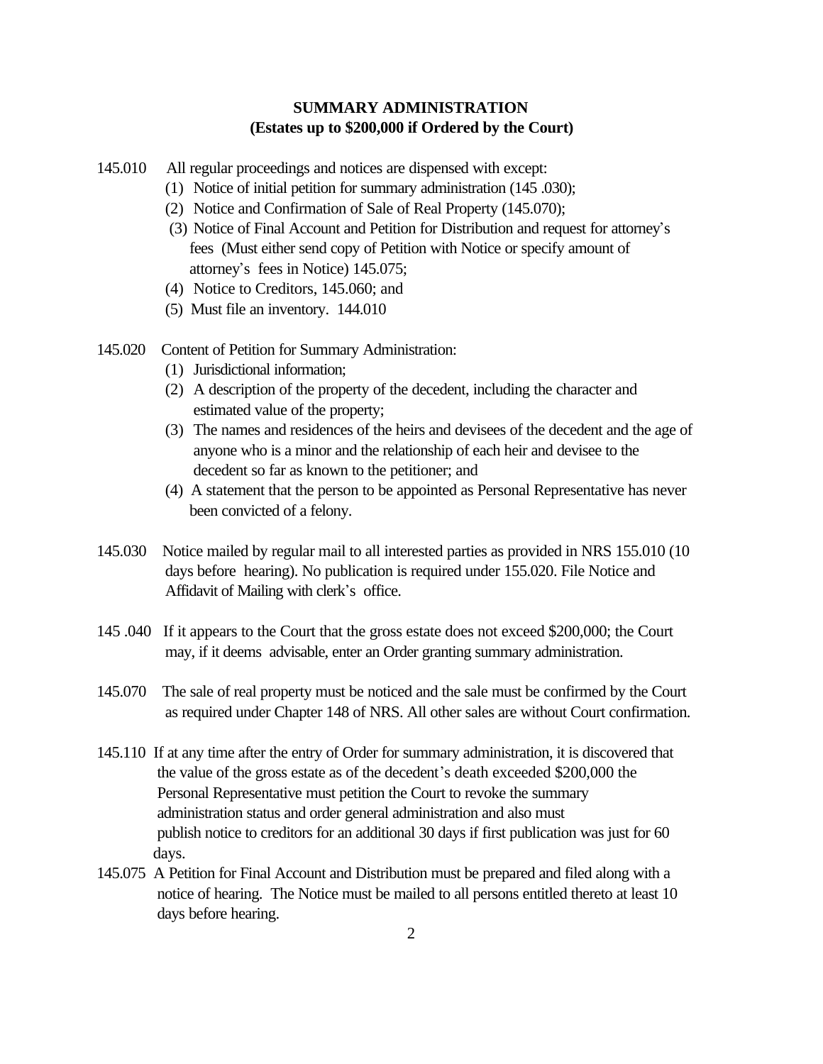## SUMMARY ADMINISTRATION
## (Estates up to $200,000 if Ordered by the Court)

145.010 All regular proceedings and notices are dispensed with except:

(1) Notice of initial petition for summary administration (145 .030);
(2) Notice and Confirmation of Sale of Real Property (145.070);
(3) Notice of Final Account and Petition for Distribution and request for attorney's fees (Must either send copy of Petition with Notice or specify amount of attorney's fees in Notice) 145.075;
(4) Notice to Creditors, 145.060; and
(5) Must file an inventory. 144.010

145.020 Content of Petition for Summary Administration:

(1) Jurisdictional information;
(2) A description of the property of the decedent, including the character and estimated value of the property;
(3) The names and residences of the heirs and devisees of the decedent and the age of anyone who is a minor and the relationship of each heir and devisee to the decedent so far as known to the petitioner; and
(4) A statement that the person to be appointed as Personal Representative has never been convicted of a felony.

145.030 Notice mailed by regular mail to all interested parties as provided in NRS 155.010 (10 days before hearing). No publication is required under 155.020. File Notice and Affidavit of Mailing with clerk's office.

145 .040 If it appears to the Court that the gross estate does not exceed $200,000; the Court may, if it deems advisable, enter an Order granting summary administration.

145.070 The sale of real property must be noticed and the sale must be confirmed by the Court as required under Chapter 148 of NRS. All other sales are without Court confirmation.

145.110 If at any time after the entry of Order for summary administration, it is discovered that the value of the gross estate as of the decedent's death exceeded $200,000 the Personal Representative must petition the Court to revoke the summary administration status and order general administration and also must publish notice to creditors for an additional 30 days if first publication was just for 60 days.

145.075 A Petition for Final Account and Distribution must be prepared and filed along with a notice of hearing. The Notice must be mailed to all persons entitled thereto at least 10 days before hearing.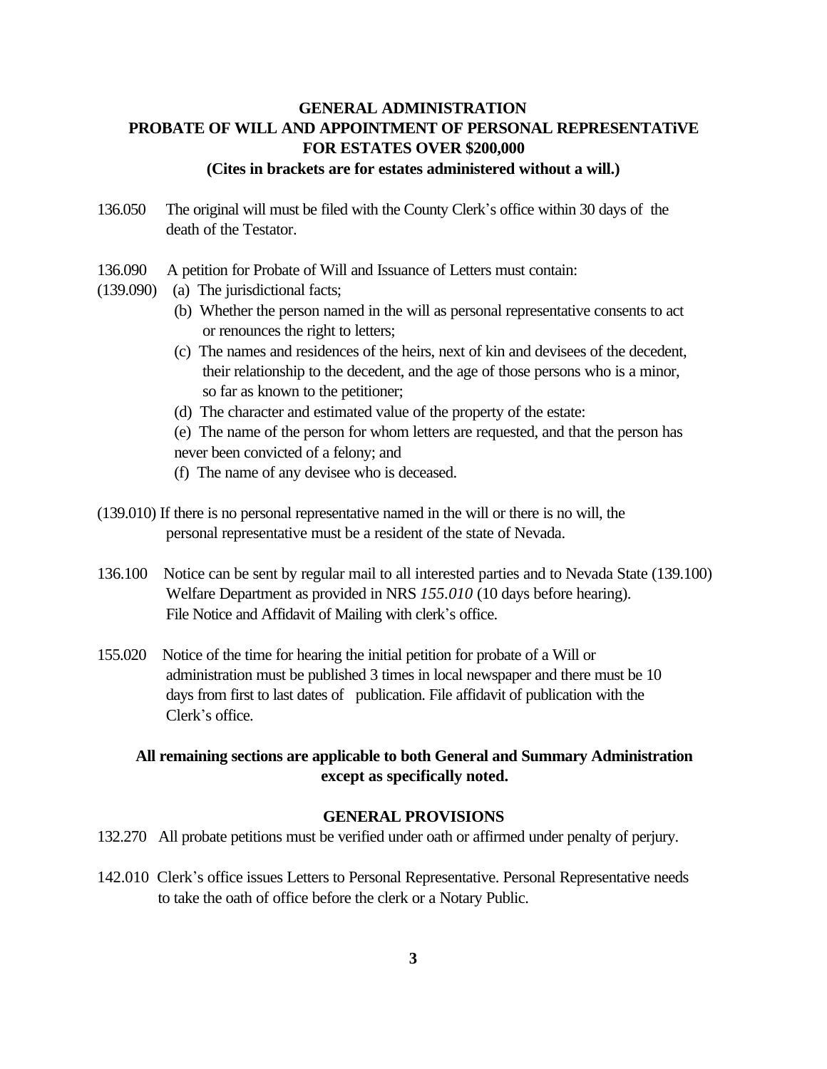# GENERAL ADMINISTRATION
# PROBATE OF WILL AND APPOINTMENT OF PERSONAL REPRESENTATiVE FOR ESTATES OVER $200,000

**(Cites in brackets are for estates administered without a will.)**

136.050 The original will must be filed with the County Clerk's office within 30 days of the death of the Testator.

136.090 A petition for Probate of Will and Issuance of Letters must contain:
(139.090)
- (a) The jurisdictional facts;
- (b) Whether the person named in the will as personal representative consents to act or renounces the right to letters;
- (c) The names and residences of the heirs, next of kin and devisees of the decedent, their relationship to the decedent, and the age of those persons who is a minor, so far as known to the petitioner;
- (d) The character and estimated value of the property of the estate:
- (e) The name of the person for whom letters are requested, and that the person has never been convicted of a felony; and
- (f) The name of any devisee who is deceased.

(139.010) If there is no personal representative named in the will or there is no will, the personal representative must be a resident of the state of Nevada.

136.100 Notice can be sent by regular mail to all interested parties and to Nevada State (139.100) Welfare Department as provided in NRS *155.010* (10 days before hearing). File Notice and Affidavit of Mailing with clerk's office.

155.020 Notice of the time for hearing the initial petition for probate of a Will or administration must be published 3 times in local newspaper and there must be 10 days from first to last dates of publication. File affidavit of publication with the Clerk's office.

**All remaining sections are applicable to both General and Summary Administration except as specifically noted.**

## GENERAL PROVISIONS

132.270 All probate petitions must be verified under oath or affirmed under penalty of perjury.

142.010 Clerk's office issues Letters to Personal Representative. Personal Representative needs to take the oath of office before the clerk or a Notary Public.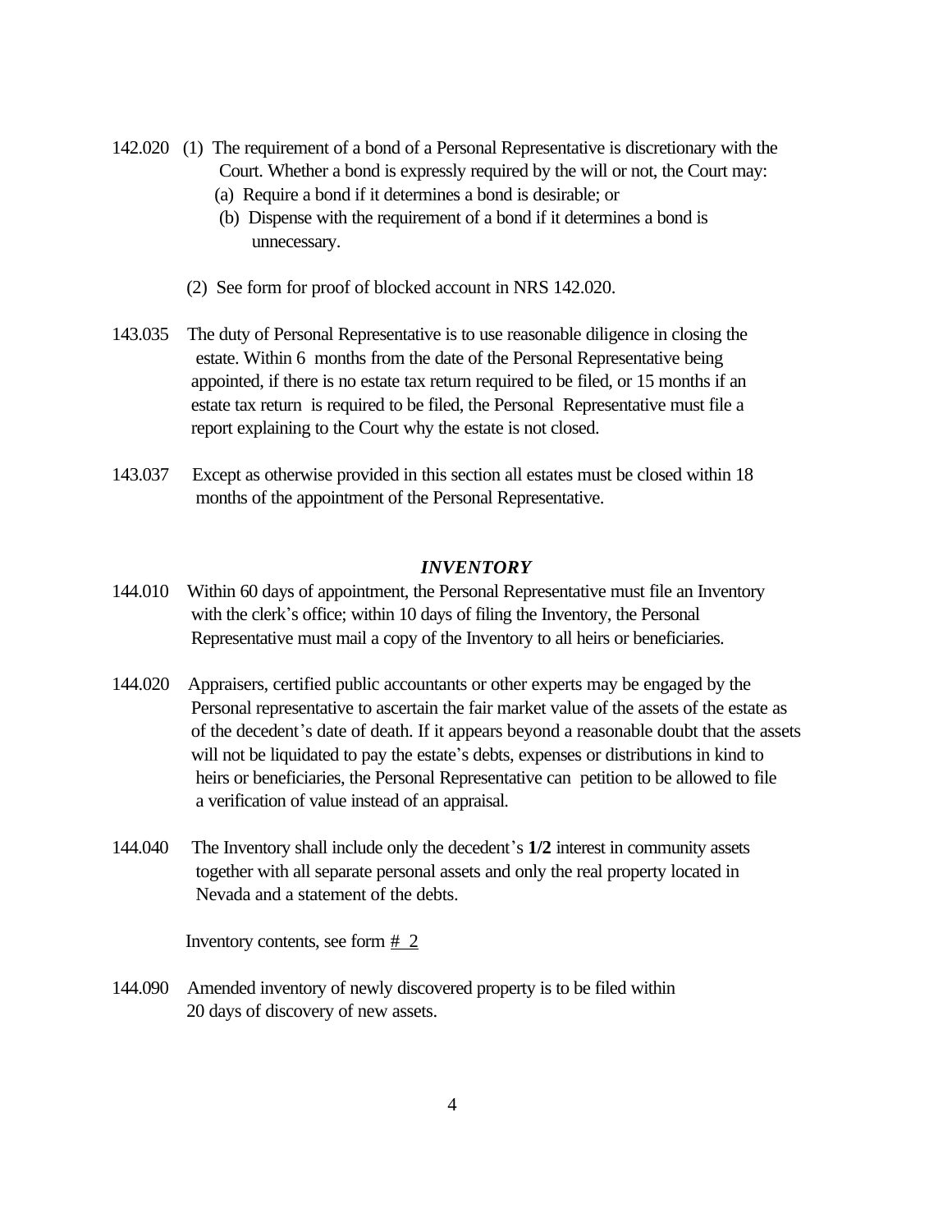142.020 (1) The requirement of a bond of a Personal Representative is discretionary with the Court. Whether a bond is expressly required by the will or not, the Court may:

(a) Require a bond if it determines a bond is desirable; or

(b) Dispense with the requirement of a bond if it determines a bond is unnecessary.

(2) See form for proof of blocked account in NRS 142.020.

143.035 The duty of Personal Representative is to use reasonable diligence in closing the estate. Within 6 months from the date of the Personal Representative being appointed, if there is no estate tax return required to be filed, or 15 months if an estate tax return is required to be filed, the Personal Representative must file a report explaining to the Court why the estate is not closed.

143.037 Except as otherwise provided in this section all estates must be closed within 18 months of the appointment of the Personal Representative.

## *INVENTORY*

144.010 Within 60 days of appointment, the Personal Representative must file an Inventory with the clerk's office; within 10 days of filing the Inventory, the Personal Representative must mail a copy of the Inventory to all heirs or beneficiaries.

144.020 Appraisers, certified public accountants or other experts may be engaged by the Personal representative to ascertain the fair market value of the assets of the estate as of the decedent's date of death. If it appears beyond a reasonable doubt that the assets will not be liquidated to pay the estate's debts, expenses or distributions in kind to heirs or beneficiaries, the Personal Representative can petition to be allowed to file a verification of value instead of an appraisal.

144.040 The Inventory shall include only the decedent's **1/2** interest in community assets together with all separate personal assets and only the real property located in Nevada and a statement of the debts.

Inventory contents, see form # 2

144.090 Amended inventory of newly discovered property is to be filed within 20 days of discovery of new assets.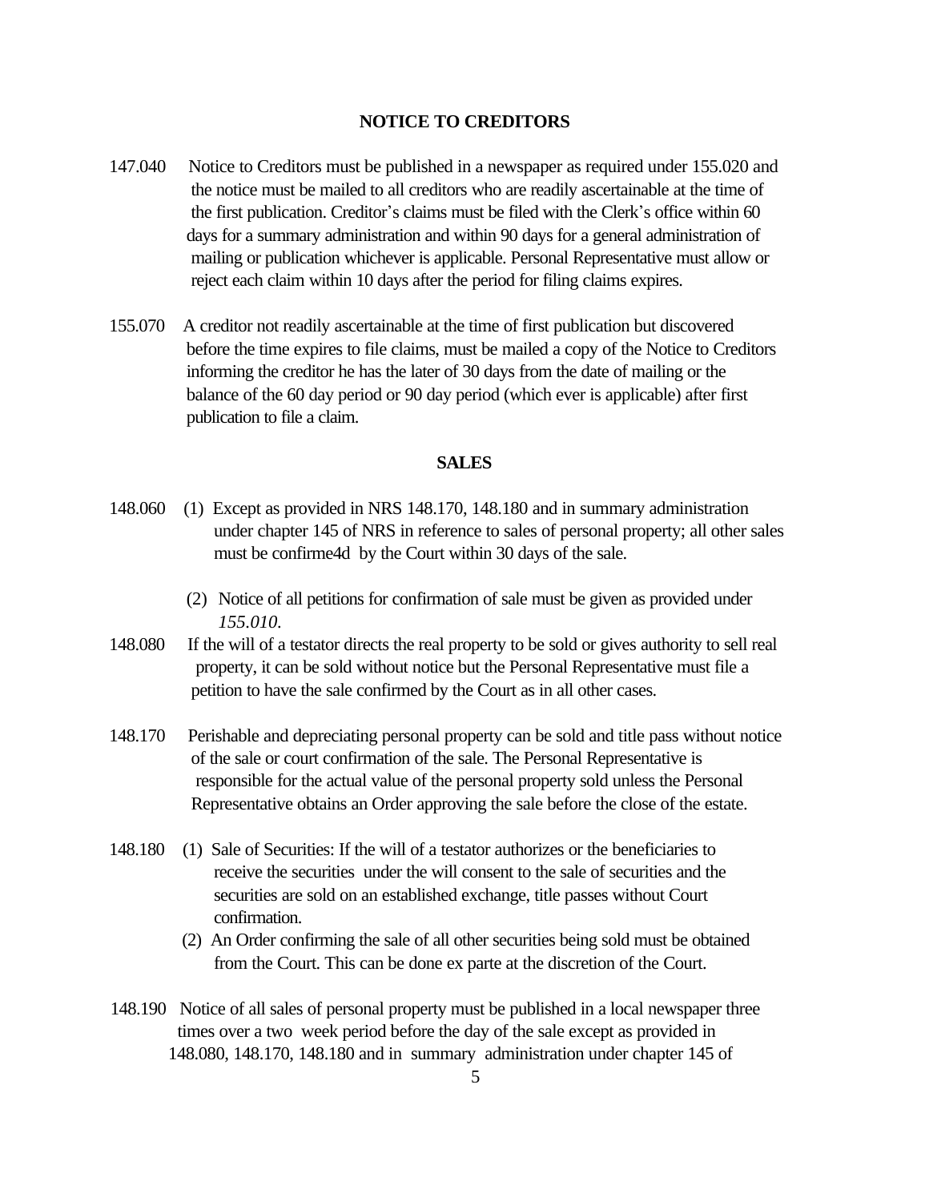## NOTICE TO CREDITORS

147.040 Notice to Creditors must be published in a newspaper as required under 155.020 and the notice must be mailed to all creditors who are readily ascertainable at the time of the first publication. Creditor's claims must be filed with the Clerk's office within 60 days for a summary administration and within 90 days for a general administration of mailing or publication whichever is applicable. Personal Representative must allow or reject each claim within 10 days after the period for filing claims expires.

155.070 A creditor not readily ascertainable at the time of first publication but discovered before the time expires to file claims, must be mailed a copy of the Notice to Creditors informing the creditor he has the later of 30 days from the date of mailing or the balance of the 60 day period or 90 day period (which ever is applicable) after first publication to file a claim.

## SALES

148.060 (1) Except as provided in NRS 148.170, 148.180 and in summary administration under chapter 145 of NRS in reference to sales of personal property; all other sales must be confirme4d by the Court within 30 days of the sale.

(2) Notice of all petitions for confirmation of sale must be given as provided under *155.010*.

148.080 If the will of a testator directs the real property to be sold or gives authority to sell real property, it can be sold without notice but the Personal Representative must file a petition to have the sale confirmed by the Court as in all other cases.

148.170 Perishable and depreciating personal property can be sold and title pass without notice of the sale or court confirmation of the sale. The Personal Representative is responsible for the actual value of the personal property sold unless the Personal Representative obtains an Order approving the sale before the close of the estate.

148.180 (1) Sale of Securities: If the will of a testator authorizes or the beneficiaries to receive the securities under the will consent to the sale of securities and the securities are sold on an established exchange, title passes without Court confirmation.

(2) An Order confirming the sale of all other securities being sold must be obtained from the Court. This can be done ex parte at the discretion of the Court.

148.190 Notice of all sales of personal property must be published in a local newspaper three times over a two week period before the day of the sale except as provided in 148.080, 148.170, 148.180 and in summary administration under chapter 145 of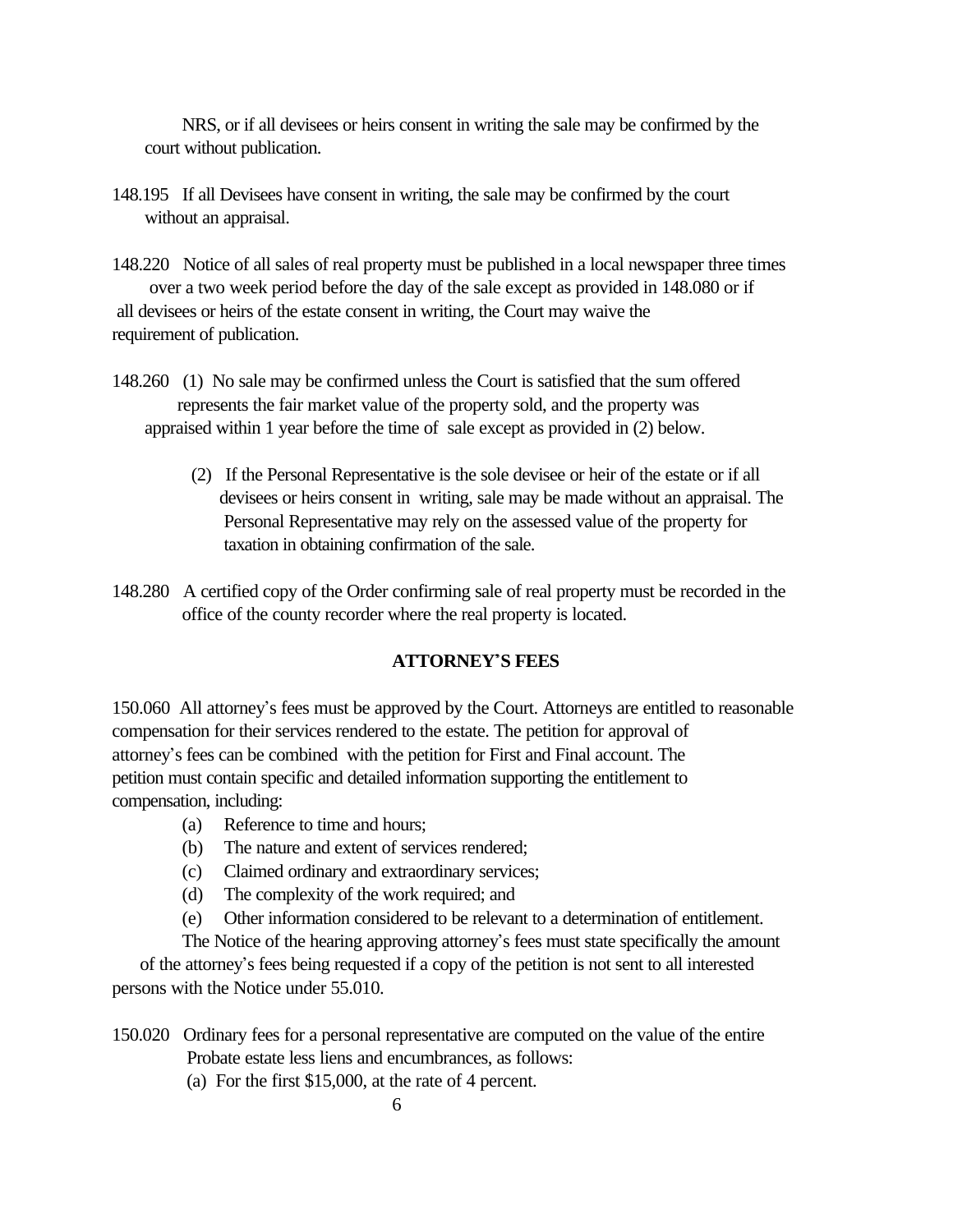NRS, or if all devisees or heirs consent in writing the sale may be confirmed by the court without publication.

148.195 If all Devisees have consent in writing, the sale may be confirmed by the court without an appraisal.

148.220 Notice of all sales of real property must be published in a local newspaper three times over a two week period before the day of the sale except as provided in 148.080 or if all devisees or heirs of the estate consent in writing, the Court may waive the requirement of publication.

148.260 (1) No sale may be confirmed unless the Court is satisfied that the sum offered represents the fair market value of the property sold, and the property was appraised within 1 year before the time of sale except as provided in (2) below.

(2) If the Personal Representative is the sole devisee or heir of the estate or if all devisees or heirs consent in writing, sale may be made without an appraisal. The Personal Representative may rely on the assessed value of the property for taxation in obtaining confirmation of the sale.

148.280 A certified copy of the Order confirming sale of real property must be recorded in the office of the county recorder where the real property is located.

## ATTORNEY'S FEES

150.060 All attorney's fees must be approved by the Court. Attorneys are entitled to reasonable compensation for their services rendered to the estate. The petition for approval of attorney's fees can be combined with the petition for First and Final account. The petition must contain specific and detailed information supporting the entitlement to compensation, including:

(a) Reference to time and hours;
(b) The nature and extent of services rendered;
(c) Claimed ordinary and extraordinary services;
(d) The complexity of the work required; and
(e) Other information considered to be relevant to a determination of entitlement.

The Notice of the hearing approving attorney's fees must state specifically the amount of the attorney's fees being requested if a copy of the petition is not sent to all interested persons with the Notice under 55.010.

150.020 Ordinary fees for a personal representative are computed on the value of the entire Probate estate less liens and encumbrances, as follows:

(a) For the first $15,000, at the rate of 4 percent.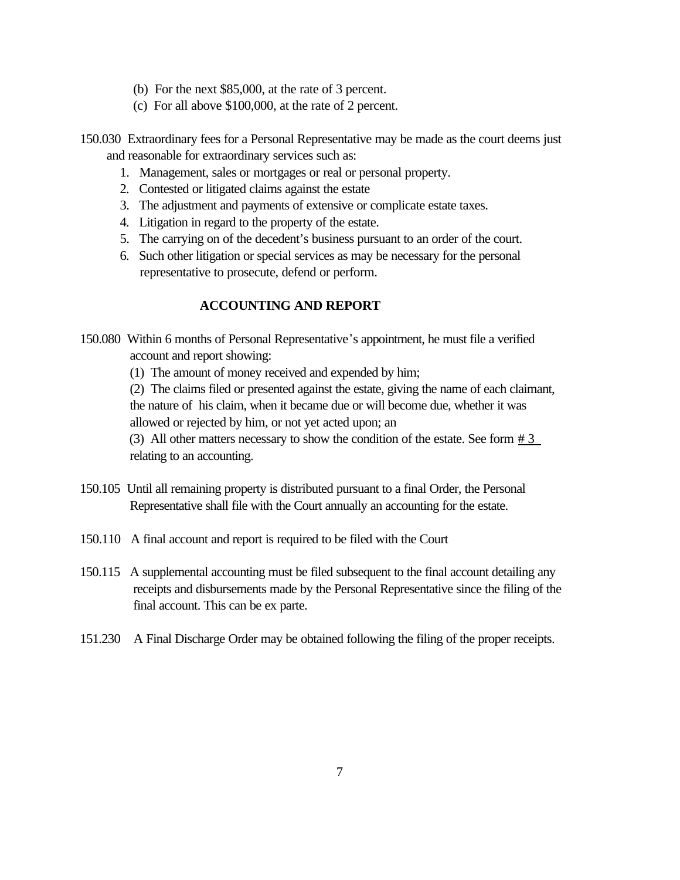(b) For the next $85,000, at the rate of 3 percent.

(c) For all above $100,000, at the rate of 2 percent.

150.030 Extraordinary fees for a Personal Representative may be made as the court deems just and reasonable for extraordinary services such as:

1. Management, sales or mortgages or real or personal property.
2. Contested or litigated claims against the estate
3. The adjustment and payments of extensive or complicate estate taxes.
4. Litigation in regard to the property of the estate.
5. The carrying on of the decedent's business pursuant to an order of the court.
6. Such other litigation or special services as may be necessary for the personal representative to prosecute, defend or perform.

**ACCOUNTING AND REPORT**

150.080 Within 6 months of Personal Representative's appointment, he must file a verified account and report showing:

(1) The amount of money received and expended by him;

(2) The claims filed or presented against the estate, giving the name of each claimant, the nature of his claim, when it became due or will become due, whether it was allowed or rejected by him, or not yet acted upon; an

(3) All other matters necessary to show the condition of the estate. See form # 3 relating to an accounting.

150.105 Until all remaining property is distributed pursuant to a final Order, the Personal Representative shall file with the Court annually an accounting for the estate.

150.110 A final account and report is required to be filed with the Court

150.115 A supplemental accounting must be filed subsequent to the final account detailing any receipts and disbursements made by the Personal Representative since the filing of the final account. This can be ex parte.

151.230 A Final Discharge Order may be obtained following the filing of the proper receipts.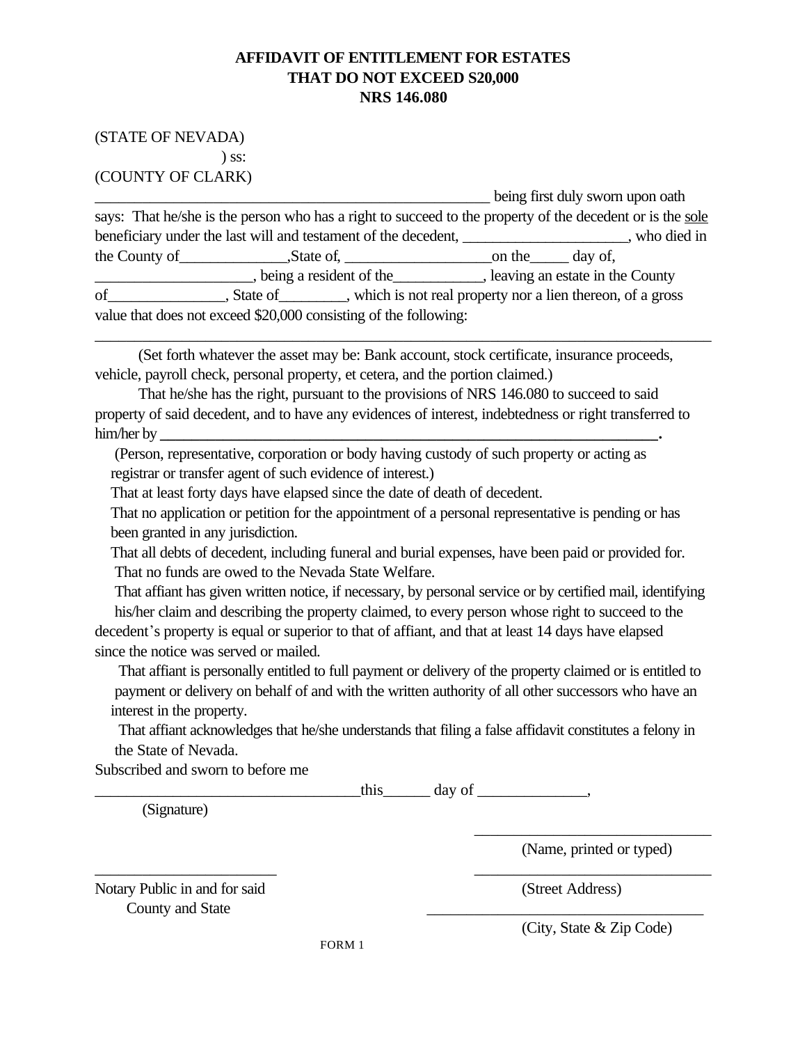**AFFIDAVIT OF ENTITLEMENT FOR ESTATES THAT DO NOT EXCEED S20,000**
**NRS 146.080**

(STATE OF NEVADA)
) ss:
(COUNTY OF CLARK)

_________________________________________________ being first duly sworn upon oath says: That he/she is the person who has a right to succeed to the property of the decedent or is the <u>sole</u> beneficiary under the last will and testament of the decedent, _____________________, who died in the County of______________,State of, __________________on the_____ day of, ____________________, being a resident of the____________, leaving an estate in the County of________________, State of_________, which is not real property nor a lien thereon, of a gross value that does not exceed $20,000 consisting of the following:

_______________________________________________________________________________

(Set forth whatever the asset may be: Bank account, stock certificate, insurance proceeds, vehicle, payroll check, personal property, et cetera, and the portion claimed.)

That he/she has the right, pursuant to the provisions of NRS 146.080 to succeed to said property of said decedent, and to have any evidences of interest, indebtedness or right transferred to him/her by **_______________________________________________________________.**

(Person, representative, corporation or body having custody of such property or acting as registrar or transfer agent of such evidence of interest.)

That at least forty days have elapsed since the date of death of decedent.

That no application or petition for the appointment of a personal representative is pending or has been granted in any jurisdiction.

That all debts of decedent, including funeral and burial expenses, have been paid or provided for.

That no funds are owed to the Nevada State Welfare.

That affiant has given written notice, if necessary, by personal service or by certified mail, identifying his/her claim and describing the property claimed, to every person whose right to succeed to the decedent's property is equal or superior to that of affiant, and that at least 14 days have elapsed since the notice was served or mailed.

That affiant is personally entitled to full payment or delivery of the property claimed or is entitled to payment or delivery on behalf of and with the written authority of all other successors who have an interest in the property.

That affiant acknowledges that he/she understands that filing a false affidavit constitutes a felony in the State of Nevada.

Subscribed and sworn to before me

__________________________________this______ day of ______________,

(Signature)

_______________________________
(Name, printed or typed)

_______________________
Notary Public in and for said County and State

_______________________________
(Street Address)

_______________________________
(City, State & Zip Code)

FORM 1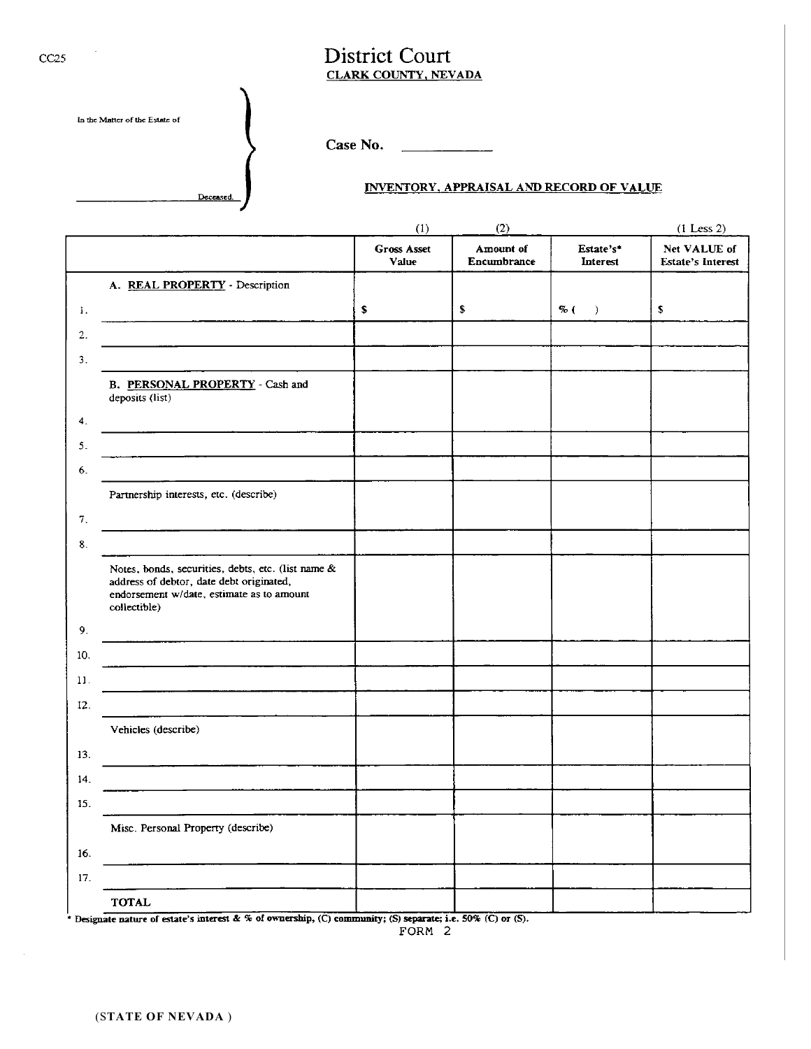CC25

# District Court
**CLARK COUNTY, NEVADA**

In the Matter of the Estate of

\_\_\_\_\_\_\_\_\_\_\_\_\_\_\_\_ Deceased.

**Case No.** \_\_\_\_\_\_\_\_\_\_\_\_

**INVENTORY, APPRAISAL AND RECORD OF VALUE**

| | | (1) | (2) | | (1 Less 2) |
|---|---|---|---|---|---|
| | | **Gross Asset Value** | **Amount of Encumbrance** | **Estate's* Interest** | **Net VALUE of Estate's Interest** |
| | A. **REAL PROPERTY** - Description | | | | |
| 1. | | $ | $ | % ( ) | $ |
| 2. | | | | | |
| 3. | | | | | |
| | B. **PERSONAL PROPERTY** - Cash and deposits (list) | | | | |
| 4. | | | | | |
| 5. | | | | | |
| 6. | | | | | |
| | Partnership interests, etc. (describe) | | | | |
| 7. | | | | | |
| 8. | | | | | |
| | Notes, bonds, securities, debts, etc. (list name & address of debtor, date debt originated, endorsement w/date, estimate as to amount collectible) | | | | |
| 9. | | | | | |
| 10. | | | | | |
| 11. | | | | | |
| 12. | | | | | |
| | Vehicles (describe) | | | | |
| 13. | | | | | |
| 14. | | | | | |
| 15. | | | | | |
| | Misc. Personal Property (describe) | | | | |
| 16. | | | | | |
| 17. | | | | | |
| | **TOTAL** | | | | |

**\* Designate nature of estate's interest & % of ownership, (C) community; (S) separate; i.e. 50% (C) or (S).**

FORM 2

**(STATE OF NEVADA )**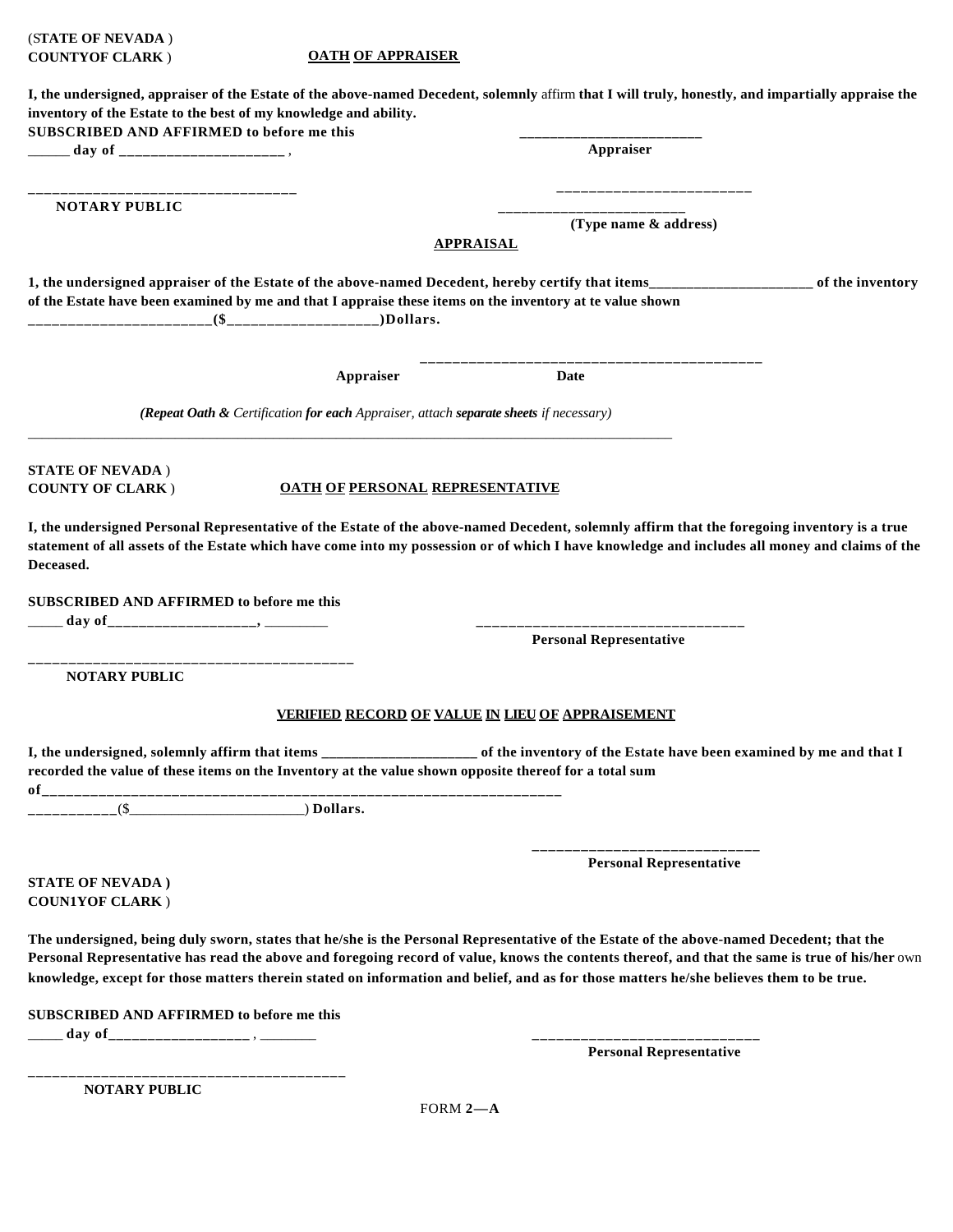(STATE OF NEVADA )
COUNTYOF CLARK )

**OATH OF APPRAISER**

**I, the undersigned, appraiser of the Estate of the above-named Decedent, solemnly** affirm **that I will truly, honestly, and impartially appraise the inventory of the Estate to the best of my knowledge and ability.**

**SUBSCRIBED AND AFFIRMED to before me this**
**______ day of ______________________ ,**

_________________________
**Appraiser**

___________________________________
**NOTARY PUBLIC**

_________________________
_________________________
**(Type name & address)**

**APPRAISAL**

**1, the undersigned appraiser of the Estate of the above-named Decedent, hereby certify that items______________________ of the inventory of the Estate have been examined by me and that I appraise these items on the inventory at te value shown ________________________($___________________)Dollars.**

_____________________________________________
**Appraiser** **Date**

***(Repeat Oath &** Certification **for each** Appraiser, attach **separate sheets** if necessary)*

---

**STATE OF NEVADA** )
**COUNTY OF CLARK** )

**OATH OF PERSONAL REPRESENTATIVE**

**I, the undersigned Personal Representative of the Estate of the above-named Decedent, solemnly affirm that the foregoing inventory is a true statement of all assets of the Estate which have come into my possession or of which I have knowledge and includes all money and claims of the Deceased.**

**SUBSCRIBED AND AFFIRMED to before me this**
**_____ day of____________________, ________**

___________________________________
**Personal Representative**

___________________________________________
**NOTARY PUBLIC**

**VERIFIED RECORD OF VALUE IN LIEU OF APPRAISEMENT**

**I, the undersigned, solemnly affirm that items _____________________ of the inventory of the Estate have been examined by me and that I recorded the value of these items on the Inventory at the value shown opposite thereof for a total sum of______________________________________________________________________**
**___________($________________________) Dollars.**

_____________________________
**Personal Representative**

**STATE OF NEVADA )**
**COUN1YOF CLARK** )

**The undersigned, being duly sworn, states that he/she is the Personal Representative of the Estate of the above-named Decedent; that the Personal Representative has read the above and foregoing record of value, knows the contents thereof, and that the same is true of his/her** own **knowledge, except for those matters therein stated on information and belief, and as for those matters he/she believes them to be true.**

**SUBSCRIBED AND AFFIRMED to before me this**
**_____ day of__________________ , ________**

_____________________________
**Personal Representative**

_________________________________________
**NOTARY PUBLIC**

FORM **2—A**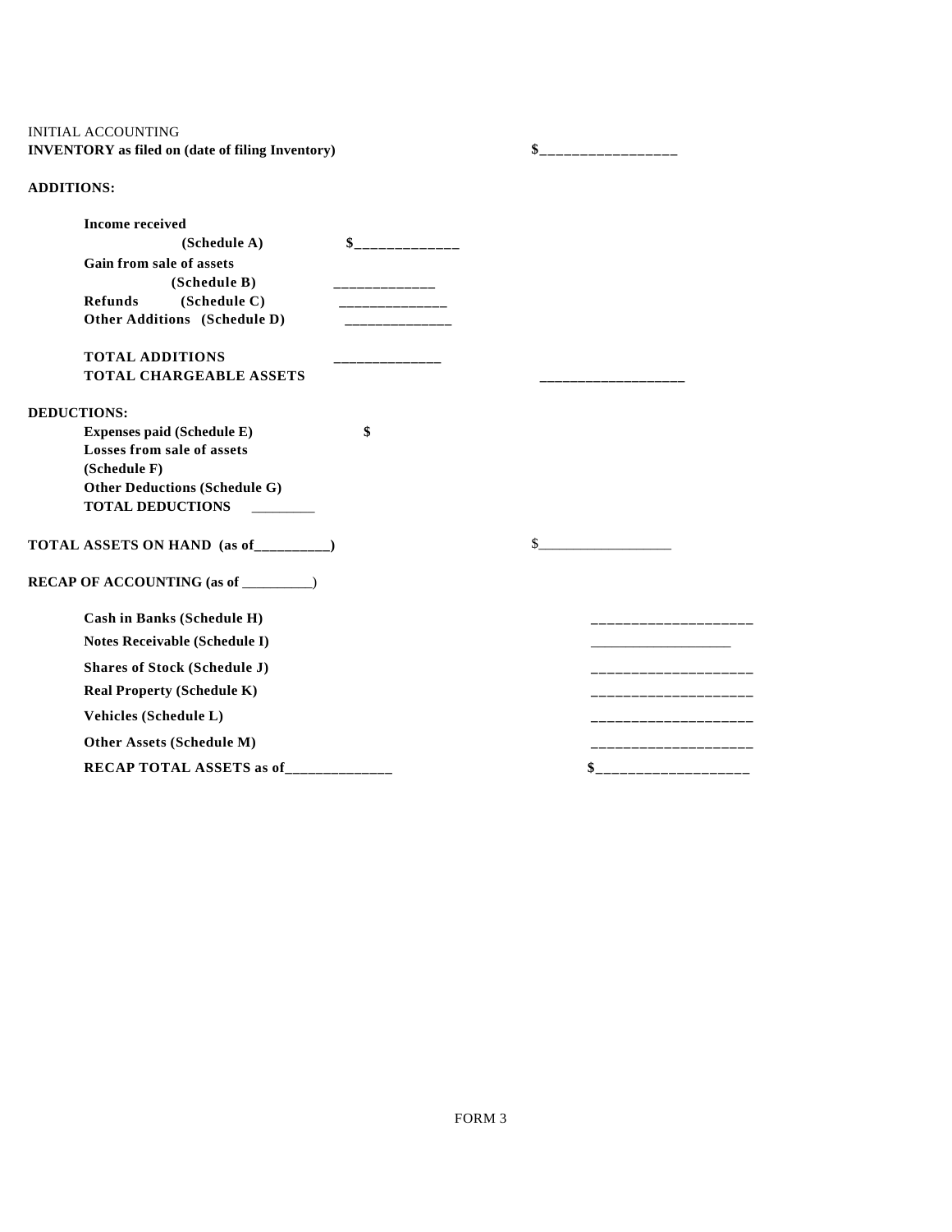INITIAL ACCOUNTING

**INVENTORY as filed on (date of filing Inventory)** **$_________________**

**ADDITIONS:**

| | | |
|---|---|---|
| **Income received (Schedule A)** | **$_____________** | |
| **Gain from sale of assets (Schedule B)** | _____________ | |
| **Refunds (Schedule C)** | ______________ | |
| **Other Additions (Schedule D)** | ______________ | |
| **TOTAL ADDITIONS** | ______________ | |
| **TOTAL CHARGEABLE ASSETS** | | __________________ |

**DEDUCTIONS:**

| | | |
|---|---|---|
| **Expenses paid (Schedule E)** | **$** | |
| **Losses from sale of assets (Schedule F)** | | |
| **Other Deductions (Schedule G)** | | |
| **TOTAL DEDUCTIONS** | _________ | |

**TOTAL ASSETS ON HAND (as of__________)** $__________________

**RECAP OF ACCOUNTING (as of** __________)

| | |
|---|---|
| **Cash in Banks (Schedule H)** | ____________________ |
| **Notes Receivable (Schedule I)** | ____________________ |
| **Shares of Stock (Schedule J)** | ____________________ |
| **Real Property (Schedule K)** | ____________________ |
| **Vehicles (Schedule L)** | ____________________ |
| **Other Assets (Schedule M)** | ____________________ |
| **RECAP TOTAL ASSETS as of______________** | **$___________________** |

FORM 3